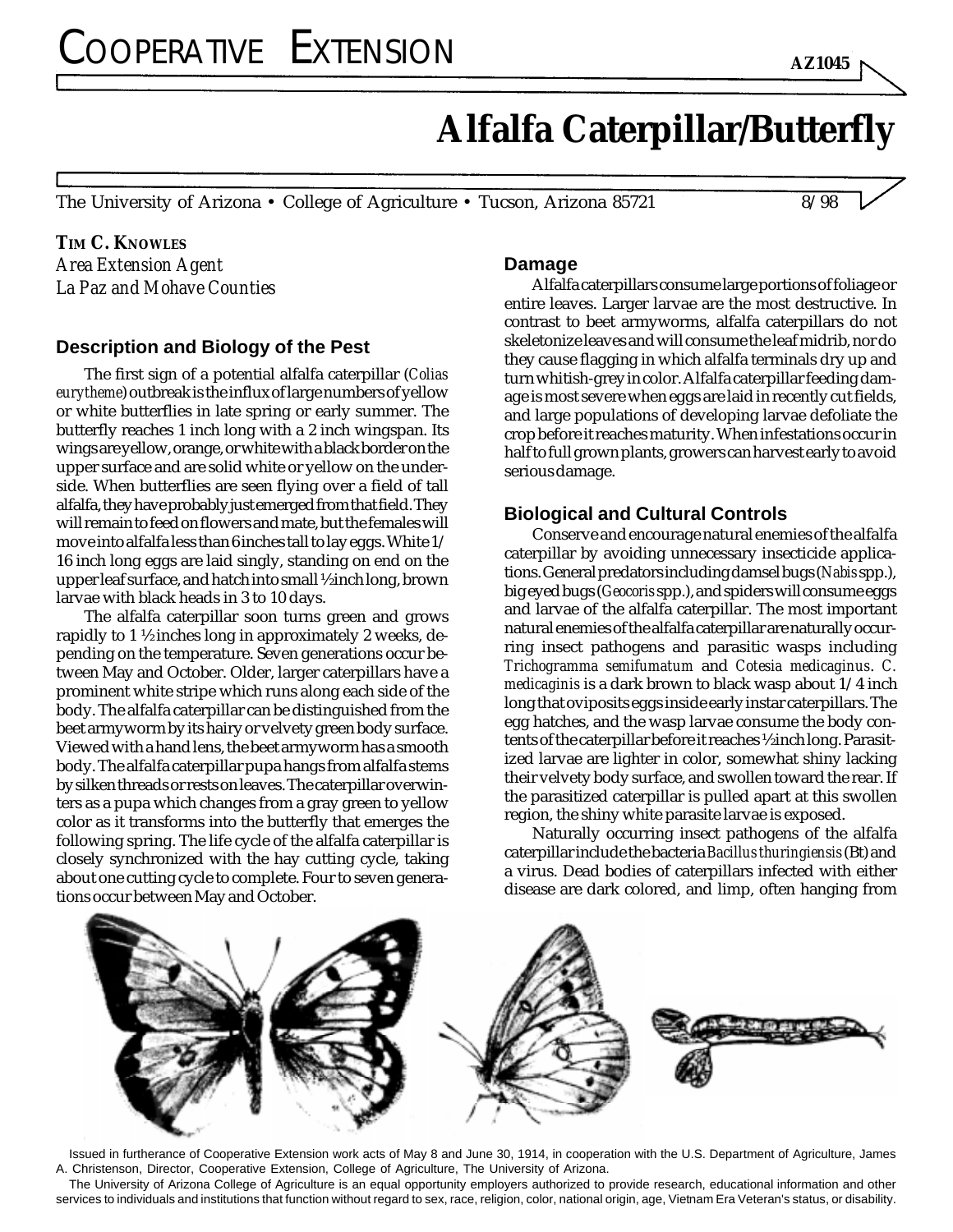# COOPERATIVE EXTENSION

AZ1045

# Alfalfa Caterpillar/Butterfly

The University of Arizona • College of Agriculture • Tucson, Arizona 85721 8/98

**TIM C. KNOWLES**
*Area Extension Agent*
*La Paz and Mohave Counties*

## Description and Biology of the Pest

The first sign of a potential alfalfa caterpillar (*Colias eurytheme*) outbreak is the influx of large numbers of yellow or white butterflies in late spring or early summer. The butterfly reaches 1 inch long with a 2 inch wingspan. Its wings are yellow, orange, or white with a black border on the upper surface and are solid white or yellow on the underside. When butterflies are seen flying over a field of tall alfalfa, they have probably just emerged from that field. They will remain to feed on flowers and mate, but the females will move into alfalfa less than 6 inches tall to lay eggs. White 1/16 inch long eggs are laid singly, standing on end on the upper leaf surface, and hatch into small ½ inch long, brown larvae with black heads in 3 to 10 days.

The alfalfa caterpillar soon turns green and grows rapidly to 1 ½ inches long in approximately 2 weeks, depending on the temperature. Seven generations occur between May and October. Older, larger caterpillars have a prominent white stripe which runs along each side of the body. The alfalfa caterpillar can be distinguished from the beet armyworm by its hairy or velvety green body surface. Viewed with a hand lens, the beet armyworm has a smooth body. The alfalfa caterpillar pupa hangs from alfalfa stems by silken threads or rests on leaves. The caterpillar overwinters as a pupa which changes from a gray green to yellow color as it transforms into the butterfly that emerges the following spring. The life cycle of the alfalfa caterpillar is closely synchronized with the hay cutting cycle, taking about one cutting cycle to complete. Four to seven generations occur between May and October.

## Damage

Alfalfa caterpillars consume large portions of foliage or entire leaves. Larger larvae are the most destructive. In contrast to beet armyworms, alfalfa caterpillars do not skeletonize leaves and will consume the leaf midrib, nor do they cause flagging in which alfalfa terminals dry up and turn whitish-grey in color. Alfalfa caterpillar feeding damage is most severe when eggs are laid in recently cut fields, and large populations of developing larvae defoliate the crop before it reaches maturity. When infestations occur in half to full grown plants, growers can harvest early to avoid serious damage.

## Biological and Cultural Controls

Conserve and encourage natural enemies of the alfalfa caterpillar by avoiding unnecessary insecticide applications. General predators including damsel bugs (*Nabis* spp.), big eyed bugs (*Geocoris* spp.), and spiders will consume eggs and larvae of the alfalfa caterpillar. The most important natural enemies of the alfalfa caterpillar are naturally occurring insect pathogens and parasitic wasps including *Trichogramma semifumatum* and *Cotesia medicaginus*. *C. medicaginis* is a dark brown to black wasp about 1/4 inch long that oviposits eggs inside early instar caterpillars. The egg hatches, and the wasp larvae consume the body contents of the caterpillar before it reaches ½ inch long. Parasitized larvae are lighter in color, somewhat shiny lacking their velvety body surface, and swollen toward the rear. If the parasitized caterpillar is pulled apart at this swollen region, the shiny white parasite larvae is exposed.

Naturally occurring insect pathogens of the alfalfa caterpillar include the bacteria *Bacillus thuringiensis* (Bt) and a virus. Dead bodies of caterpillars infected with either disease are dark colored, and limp, often hanging from

Issued in furtherance of Cooperative Extension work acts of May 8 and June 30, 1914, in cooperation with the U.S. Department of Agriculture, James A. Christenson, Director, Cooperative Extension, College of Agriculture, The University of Arizona.

The University of Arizona College of Agriculture is an equal opportunity employers authorized to provide research, educational information and other services to individuals and institutions that function without regard to sex, race, religion, color, national origin, age, Vietnam Era Veteran's status, or disability.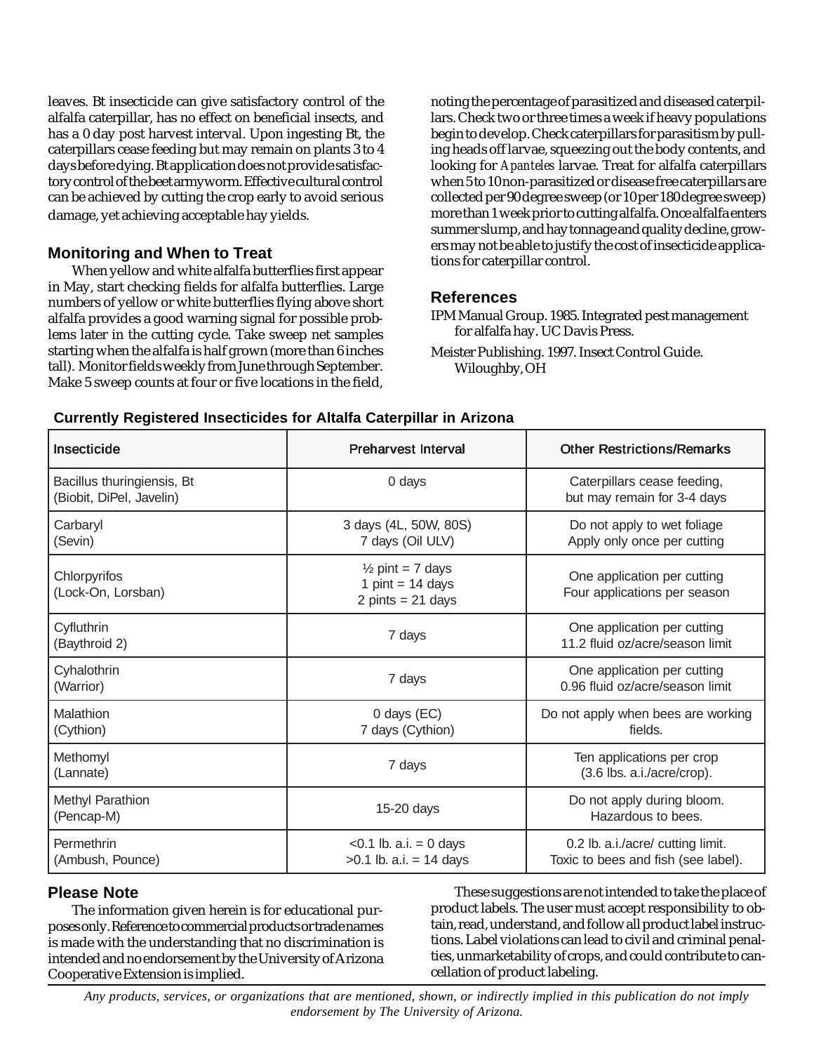leaves. Bt insecticide can give satisfactory control of the alfalfa caterpillar, has no effect on beneficial insects, and has a 0 day post harvest interval. Upon ingesting Bt, the caterpillars cease feeding but may remain on plants 3 to 4 days before dying. Bt application does not provide satisfactory control of the beet armyworm. Effective cultural control can be achieved by cutting the crop early to avoid serious damage, yet achieving acceptable hay yields.

## Monitoring and When to Treat

When yellow and white alfalfa butterflies first appear in May, start checking fields for alfalfa butterflies. Large numbers of yellow or white butterflies flying above short alfalfa provides a good warning signal for possible problems later in the cutting cycle. Take sweep net samples starting when the alfalfa is half grown (more than 6 inches tall). Monitor fields weekly from June through September. Make 5 sweep counts at four or five locations in the field, noting the percentage of parasitized and diseased caterpillars. Check two or three times a week if heavy populations begin to develop. Check caterpillars for parasitism by pulling heads off larvae, squeezing out the body contents, and looking for *Apanteles* larvae. Treat for alfalfa caterpillars when 5 to 10 non-parasitized or disease free caterpillars are collected per 90 degree sweep (or 10 per 180 degree sweep) more than 1 week prior to cutting alfalfa. Once alfalfa enters summer slump, and hay tonnage and quality decline, growers may not be able to justify the cost of insecticide applications for caterpillar control.

## References

IPM Manual Group. 1985. Integrated pest management for alfalfa hay. UC Davis Press.

Meister Publishing. 1997. Insect Control Guide. Wiloughby, OH

**Currently Registered Insecticides for Altalfa Caterpillar in Arizona**

| Insecticide | Preharvest Interval | Other Restrictions/Remarks |
|---|---|---|
| Bacillus thuringiensis, Bt (Biobit, DiPel, Javelin) | 0 days | Caterpillars cease feeding, but may remain for 3-4 days |
| Carbaryl (Sevin) | 3 days (4L, 50W, 80S) 7 days (Oil ULV) | Do not apply to wet foliage Apply only once per cutting |
| Chlorpyrifos (Lock-On, Lorsban) | ½ pint = 7 days 1 pint = 14 days 2 pints = 21 days | One application per cutting Four applications per season |
| Cyfluthrin (Baythroid 2) | 7 days | One application per cutting 11.2 fluid oz/acre/season limit |
| Cyhalothrin (Warrior) | 7 days | One application per cutting 0.96 fluid oz/acre/season limit |
| Malathion (Cythion) | 0 days (EC) 7 days (Cythion) | Do not apply when bees are working fields. |
| Methomyl (Lannate) | 7 days | Ten applications per crop (3.6 lbs. a.i./acre/crop). |
| Methyl Parathion (Pencap-M) | 15-20 days | Do not apply during bloom. Hazardous to bees. |
| Permethrin (Ambush, Pounce) | <0.1 lb. a.i. = 0 days >0.1 lb. a.i. = 14 days | 0.2 lb. a.i./acre/ cutting limit. Toxic to bees and fish (see label). |

## Please Note

The information given herein is for educational purposes only. Reference to commercial products or trade names is made with the understanding that no discrimination is intended and no endorsement by the University of Arizona Cooperative Extension is implied.

These suggestions are not intended to take the place of product labels. The user must accept responsibility to obtain, read, understand, and follow all product label instructions. Label violations can lead to civil and criminal penalties, unmarketability of crops, and could contribute to cancellation of product labeling.

*Any products, services, or organizations that are mentioned, shown, or indirectly implied in this publication do not imply endorsement by The University of Arizona.*